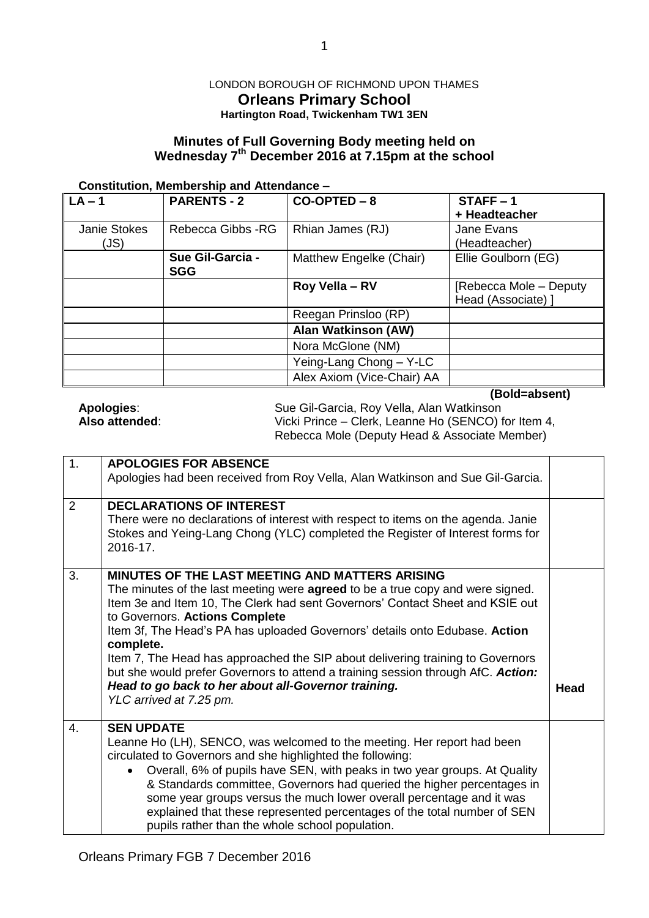LONDON BOROUGH OF RICHMOND UPON THAMES

# Orleans Primary School

**Hartington Road, Twickenham TW1 3EN**

## Minutes of Full Governing Body meeting held on Wednesday 7th December 2016 at 7.15pm at the school

**Constitution, Membership and Attendance –**

| LA – 1 | PARENTS - 2 | CO-OPTED – 8 | STAFF – 1 + Headteacher |
|---|---|---|---|
| Janie Stokes (JS) | Rebecca Gibbs -RG | Rhian James (RJ) | Jane Evans (Headteacher) |
| | **Sue Gil-Garcia - SGG** | Matthew Engelke (Chair) | Ellie Goulborn (EG) |
| | | **Roy Vella – RV** | [Rebecca Mole – Deputy Head (Associate) ] |
| | | Reegan Prinsloo (RP) | |
| | | **Alan Watkinson (AW)** | |
| | | Nora McGlone (NM) | |
| | | Yeing-Lang Chong – Y-LC | |
| | | Alex Axiom (Vice-Chair) AA | |

**(Bold=absent)**

**Apologies**: Sue Gil-Garcia, Roy Vella, Alan Watkinson

**Also attended**: Vicki Prince – Clerk, Leanne Ho (SENCO) for Item 4, Rebecca Mole (Deputy Head & Associate Member)

| | | |
|---|---|---|
| 1. | **APOLOGIES FOR ABSENCE**<br>Apologies had been received from Roy Vella, Alan Watkinson and Sue Gil-Garcia. | |
| 2 | **DECLARATIONS OF INTEREST**<br>There were no declarations of interest with respect to items on the agenda. Janie Stokes and Yeing-Lang Chong (YLC) completed the Register of Interest forms for 2016-17. | |
| 3. | **MINUTES OF THE LAST MEETING AND MATTERS ARISING**<br>The minutes of the last meeting were **agreed** to be a true copy and were signed.<br>Item 3e and Item 10, The Clerk had sent Governors' Contact Sheet and KSIE out to Governors. **Actions Complete**<br>Item 3f, The Head's PA has uploaded Governors' details onto Edubase. **Action complete.**<br>Item 7, The Head has approached the SIP about delivering training to Governors but she would prefer Governors to attend a training session through AfC. ***Action: Head to go back to her about all-Governor training.***<br>*YLC arrived at 7.25 pm.* | **Head** |
| 4. | **SEN UPDATE**<br>Leanne Ho (LH), SENCO, was welcomed to the meeting. Her report had been circulated to Governors and she highlighted the following:<br>• Overall, 6% of pupils have SEN, with peaks in two year groups. At Quality & Standards committee, Governors had queried the higher percentages in some year groups versus the much lower overall percentage and it was explained that these represented percentages of the total number of SEN pupils rather than the whole school population. | |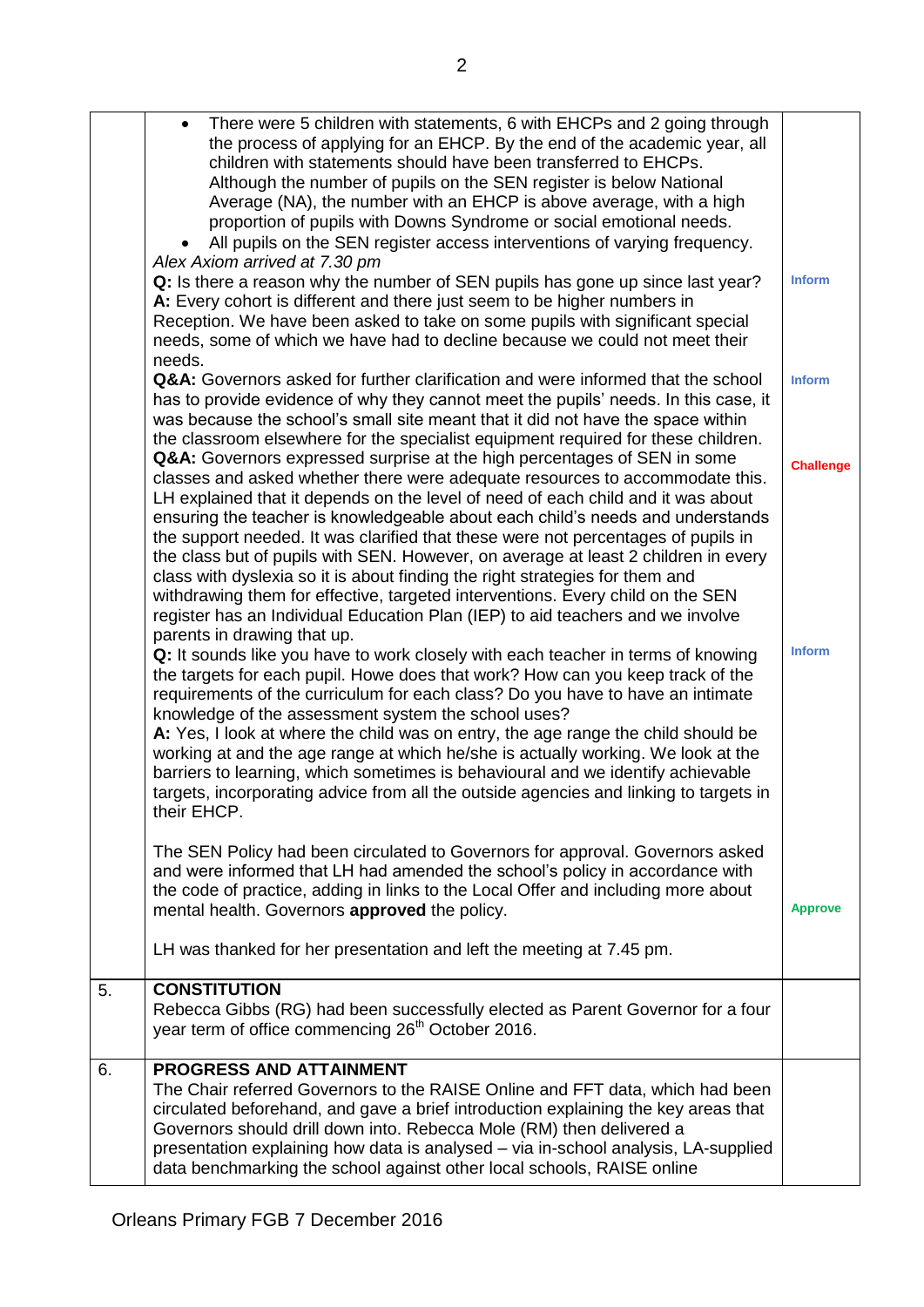| | | |
|---|---|---|
| | <ul><li>There were 5 children with statements, 6 with EHCPs and 2 going through the process of applying for an EHCP. By the end of the academic year, all children with statements should have been transferred to EHCPs. Although the number of pupils on the SEN register is below National Average (NA), the number with an EHCP is above average, with a high proportion of pupils with Downs Syndrome or social emotional needs.</li><li>All pupils on the SEN register access interventions of varying frequency.</li></ul>*Alex Axiom arrived at 7.30 pm*<br>**Q:** Is there a reason why the number of SEN pupils has gone up since last year?<br>**A:** Every cohort is different and there just seem to be higher numbers in Reception. We have been asked to take on some pupils with significant special needs, some of which we have had to decline because we could not meet their needs.<br>**Q&A:** Governors asked for further clarification and were informed that the school has to provide evidence of why they cannot meet the pupils' needs. In this case, it was because the school's small site meant that it did not have the space within the classroom elsewhere for the specialist equipment required for these children.<br>**Q&A:** Governors expressed surprise at the high percentages of SEN in some classes and asked whether there were adequate resources to accommodate this. LH explained that it depends on the level of need of each child and it was about ensuring the teacher is knowledgeable about each child's needs and understands the support needed. It was clarified that these were not percentages of pupils in the class but of pupils with SEN. However, on average at least 2 children in every class with dyslexia so it is about finding the right strategies for them and withdrawing them for effective, targeted interventions. Every child on the SEN register has an Individual Education Plan (IEP) to aid teachers and we involve parents in drawing that up.<br>**Q:** It sounds like you have to work closely with each teacher in terms of knowing the targets for each pupil. Howe does that work? How can you keep track of the requirements of the curriculum for each class? Do you have to have an intimate knowledge of the assessment system the school uses?<br>**A:** Yes, I look at where the child was on entry, the age range the child should be working at and the age range at which he/she is actually working. We look at the barriers to learning, which sometimes is behavioural and we identify achievable targets, incorporating advice from all the outside agencies and linking to targets in their EHCP.<br><br>The SEN Policy had been circulated to Governors for approval. Governors asked and were informed that LH had amended the school's policy in accordance with the code of practice, adding in links to the Local Offer and including more about mental health. Governors **approved** the policy.<br><br>LH was thanked for her presentation and left the meeting at 7.45 pm. | Inform<br><br>Inform<br><br>Challenge<br><br>Inform<br><br>Approve |
| 5. | **CONSTITUTION**<br>Rebecca Gibbs (RG) had been successfully elected as Parent Governor for a four year term of office commencing 26th October 2016. | |
| 6. | **PROGRESS AND ATTAINMENT**<br>The Chair referred Governors to the RAISE Online and FFT data, which had been circulated beforehand, and gave a brief introduction explaining the key areas that Governors should drill down into. Rebecca Mole (RM) then delivered a presentation explaining how data is analysed – via in-school analysis, LA-supplied data benchmarking the school against other local schools, RAISE online | |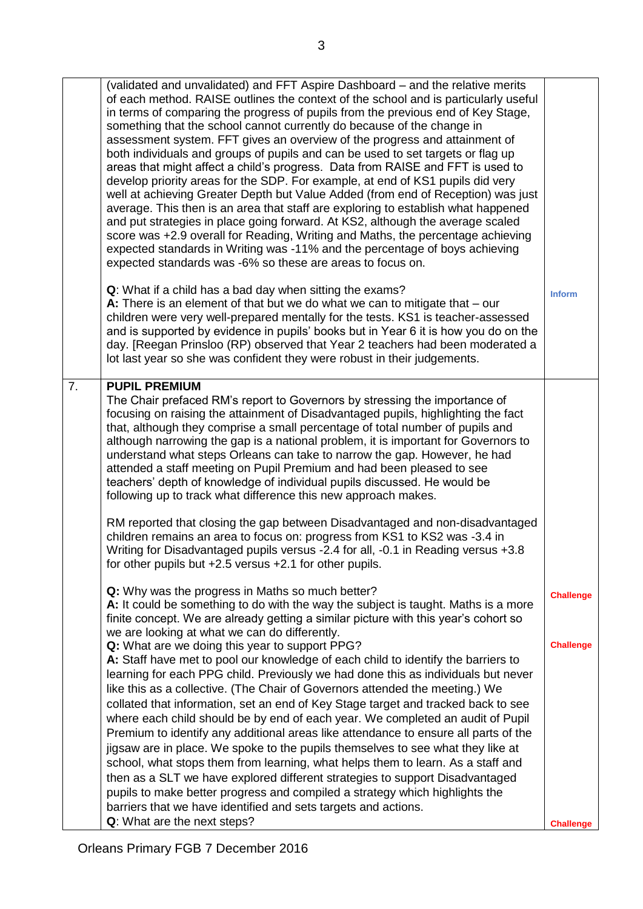| | | |
|---|---|---|
| | (validated and unvalidated) and FFT Aspire Dashboard – and the relative merits of each method. RAISE outlines the context of the school and is particularly useful in terms of comparing the progress of pupils from the previous end of Key Stage, something that the school cannot currently do because of the change in assessment system. FFT gives an overview of the progress and attainment of both individuals and groups of pupils and can be used to set targets or flag up areas that might affect a child's progress. Data from RAISE and FFT is used to develop priority areas for the SDP. For example, at end of KS1 pupils did very well at achieving Greater Depth but Value Added (from end of Reception) was just average. This then is an area that staff are exploring to establish what happened and put strategies in place going forward. At KS2, although the average scaled score was +2.9 overall for Reading, Writing and Maths, the percentage achieving expected standards in Writing was -11% and the percentage of boys achieving expected standards was -6% so these are areas to focus on.<br><br>**Q**: What if a child has a bad day when sitting the exams?<br>**A:** There is an element of that but we do what we can to mitigate that – our children were very well-prepared mentally for the tests. KS1 is teacher-assessed and is supported by evidence in pupils' books but in Year 6 it is how you do on the day. [Reegan Prinsloo (RP) observed that Year 2 teachers had been moderated a lot last year so she was confident they were robust in their judgements. | **Inform** |
| 7. | **PUPIL PREMIUM**<br>The Chair prefaced RM's report to Governors by stressing the importance of focusing on raising the attainment of Disadvantaged pupils, highlighting the fact that, although they comprise a small percentage of total number of pupils and although narrowing the gap is a national problem, it is important for Governors to understand what steps Orleans can take to narrow the gap. However, he had attended a staff meeting on Pupil Premium and had been pleased to see teachers' depth of knowledge of individual pupils discussed. He would be following up to track what difference this new approach makes.<br><br>RM reported that closing the gap between Disadvantaged and non-disadvantaged children remains an area to focus on: progress from KS1 to KS2 was -3.4 in Writing for Disadvantaged pupils versus -2.4 for all, -0.1 in Reading versus +3.8 for other pupils but +2.5 versus +2.1 for other pupils.<br><br>**Q:** Why was the progress in Maths so much better?<br>**A:** It could be something to do with the way the subject is taught. Maths is a more finite concept. We are already getting a similar picture with this year's cohort so we are looking at what we can do differently.<br>**Q:** What are we doing this year to support PPG?<br>**A:** Staff have met to pool our knowledge of each child to identify the barriers to learning for each PPG child. Previously we had done this as individuals but never like this as a collective. (The Chair of Governors attended the meeting.) We collated that information, set an end of Key Stage target and tracked back to see where each child should be by end of each year. We completed an audit of Pupil Premium to identify any additional areas like attendance to ensure all parts of the jigsaw are in place. We spoke to the pupils themselves to see what they like at school, what stops them from learning, what helps them to learn. As a staff and then as a SLT we have explored different strategies to support Disadvantaged pupils to make better progress and compiled a strategy which highlights the barriers that we have identified and sets targets and actions.<br>**Q**: What are the next steps? | **Challenge**<br><br>**Challenge**<br><br>**Challenge** |

Orleans Primary FGB 7 December 2016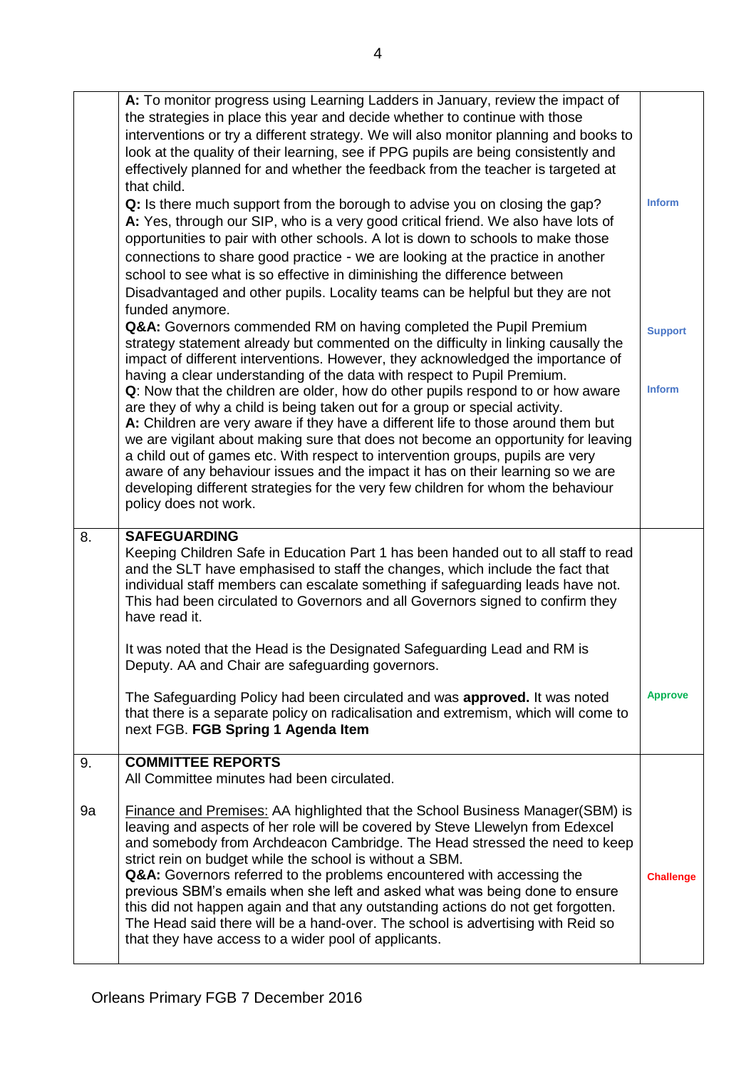| | | |
|---|---|---|
| | **A:** To monitor progress using Learning Ladders in January, review the impact of the strategies in place this year and decide whether to continue with those interventions or try a different strategy. We will also monitor planning and books to look at the quality of their learning, see if PPG pupils are being consistently and effectively planned for and whether the feedback from the teacher is targeted at that child.<br>**Q:** Is there much support from the borough to advise you on closing the gap?<br>**A:** Yes, through our SIP, who is a very good critical friend. We also have lots of opportunities to pair with other schools. A lot is down to schools to make those connections to share good practice - we are looking at the practice in another school to see what is so effective in diminishing the difference between Disadvantaged and other pupils. Locality teams can be helpful but they are not funded anymore.<br>**Q&A:** Governors commended RM on having completed the Pupil Premium strategy statement already but commented on the difficulty in linking causally the impact of different interventions. However, they acknowledged the importance of having a clear understanding of the data with respect to Pupil Premium.<br>**Q**: Now that the children are older, how do other pupils respond to or how aware are they of why a child is being taken out for a group or special activity.<br>**A:** Children are very aware if they have a different life to those around them but we are vigilant about making sure that does not become an opportunity for leaving a child out of games etc. With respect to intervention groups, pupils are very aware of any behaviour issues and the impact it has on their learning so we are developing different strategies for the very few children for whom the behaviour policy does not work. | Inform<br><br>Support<br><br>Inform |
| 8. | **SAFEGUARDING**<br>Keeping Children Safe in Education Part 1 has been handed out to all staff to read and the SLT have emphasised to staff the changes, which include the fact that individual staff members can escalate something if safeguarding leads have not. This had been circulated to Governors and all Governors signed to confirm they have read it.<br><br>It was noted that the Head is the Designated Safeguarding Lead and RM is Deputy. AA and Chair are safeguarding governors.<br><br>The Safeguarding Policy had been circulated and was **approved.** It was noted that there is a separate policy on radicalisation and extremism, which will come to next FGB. **FGB Spring 1 Agenda Item** | Approve |
| 9.<br><br><br>9a | **COMMITTEE REPORTS**<br>All Committee minutes had been circulated.<br><br>Finance and Premises: AA highlighted that the School Business Manager(SBM) is leaving and aspects of her role will be covered by Steve Llewelyn from Edexcel and somebody from Archdeacon Cambridge. The Head stressed the need to keep strict rein on budget while the school is without a SBM.<br>**Q&A:** Governors referred to the problems encountered with accessing the previous SBM's emails when she left and asked what was being done to ensure this did not happen again and that any outstanding actions do not get forgotten. The Head said there will be a hand-over. The school is advertising with Reid so that they have access to a wider pool of applicants. | Challenge |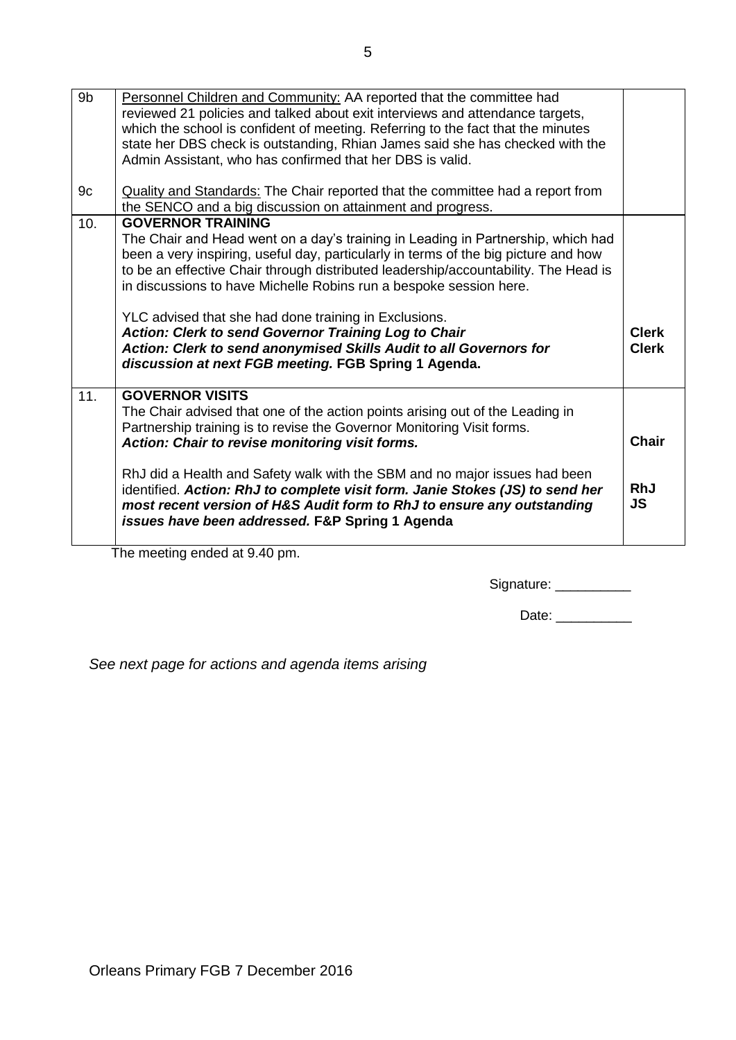| | | |
|---|---|---|
| 9b<br><br><br><br><br>9c | Personnel Children and Community: AA reported that the committee had reviewed 21 policies and talked about exit interviews and attendance targets, which the school is confident of meeting. Referring to the fact that the minutes state her DBS check is outstanding, Rhian James said she has checked with the Admin Assistant, who has confirmed that her DBS is valid.<br><br>Quality and Standards: The Chair reported that the committee had a report from the SENCO and a big discussion on attainment and progress. | |
| 10. | **GOVERNOR TRAINING**<br>The Chair and Head went on a day's training in Leading in Partnership, which had been a very inspiring, useful day, particularly in terms of the big picture and how to be an effective Chair through distributed leadership/accountability. The Head is in discussions to have Michelle Robins run a bespoke session here.<br><br>YLC advised that she had done training in Exclusions.<br>***Action: Clerk to send Governor Training Log to Chair***<br>***Action: Clerk to send anonymised Skills Audit to all Governors for discussion at next FGB meeting.*** **FGB Spring 1 Agenda.** | <br><br><br><br><br><br>**Clerk**<br>**Clerk** |
| 11. | **GOVERNOR VISITS**<br>The Chair advised that one of the action points arising out of the Leading in Partnership training is to revise the Governor Monitoring Visit forms.<br>***Action: Chair to revise monitoring visit forms.***<br><br>RhJ did a Health and Safety walk with the SBM and no major issues had been identified. ***Action: RhJ to complete visit form. Janie Stokes (JS) to send her most recent version of H&S Audit form to RhJ to ensure any outstanding issues have been addressed.*** **F&P Spring 1 Agenda** | <br><br><br>**Chair**<br><br><br>**RhJ**<br>**JS** |

The meeting ended at 9.40 pm.

Signature: __________

Date: __________

*See next page for actions and agenda items arising*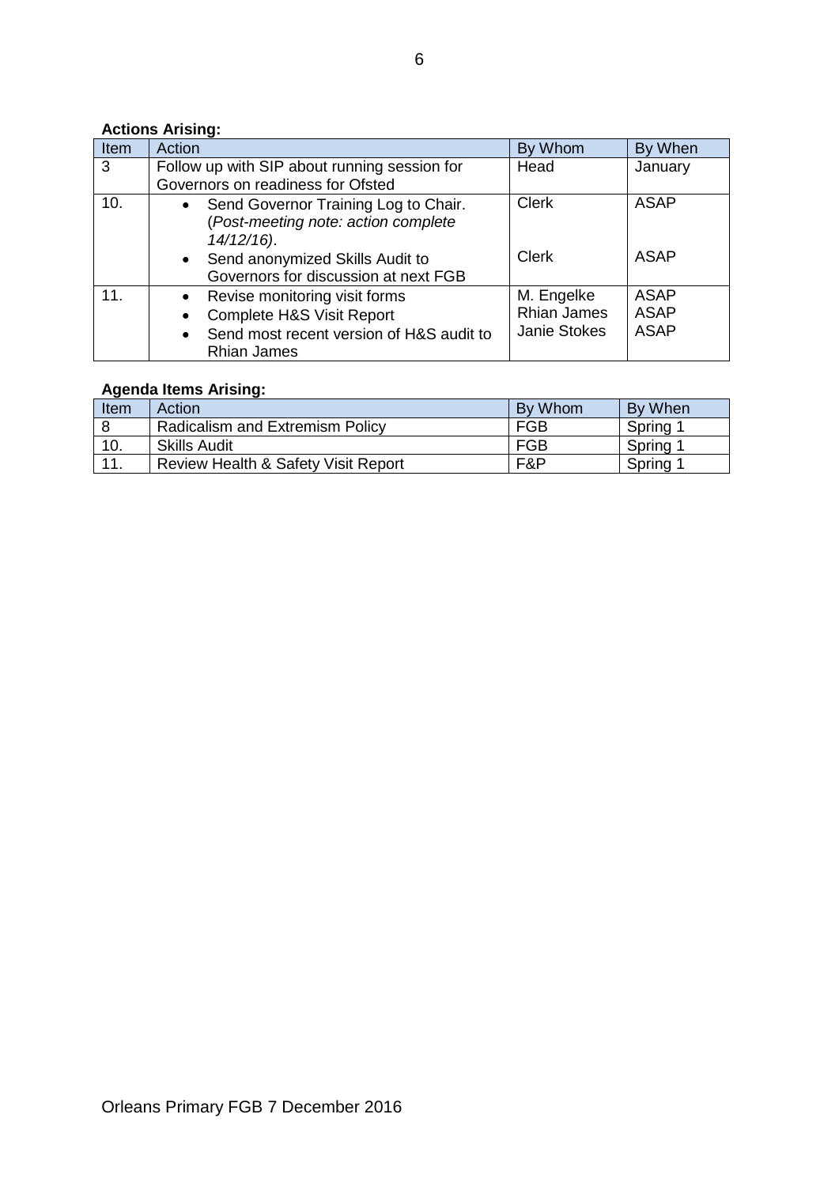**Actions Arising:**

| Item | Action | By Whom | By When |
|---|---|---|---|
| 3 | Follow up with SIP about running session for Governors on readiness for Ofsted | Head | January |
| 10. | • Send Governor Training Log to Chair. (*Post-meeting note: action complete 14/12/16*).<br>• Send anonymized Skills Audit to Governors for discussion at next FGB | Clerk<br><br>Clerk | ASAP<br><br>ASAP |
| 11. | • Revise monitoring visit forms<br>• Complete H&S Visit Report<br>• Send most recent version of H&S audit to Rhian James | M. Engelke<br>Rhian James<br>Janie Stokes | ASAP<br>ASAP<br>ASAP |

**Agenda Items Arising:**

| Item | Action | By Whom | By When |
|---|---|---|---|
| 8 | Radicalism and Extremism Policy | FGB | Spring 1 |
| 10. | Skills Audit | FGB | Spring 1 |
| 11. | Review Health & Safety Visit Report | F&P | Spring 1 |

Orleans Primary FGB 7 December 2016